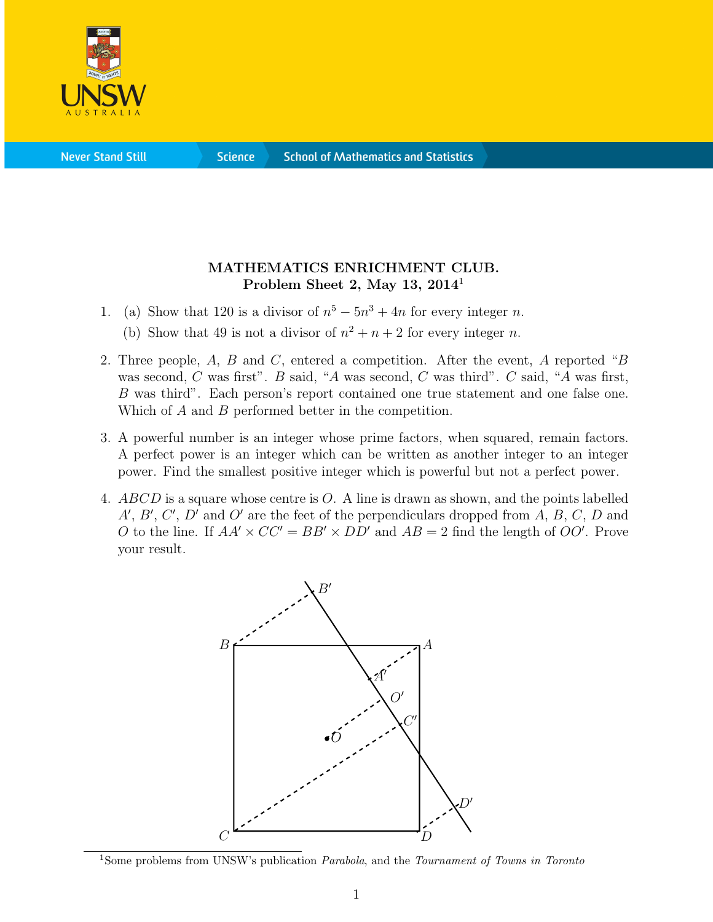**MATHEMATICS ENRICHMENT CLUB.**
**Problem Sheet 2, May 13, 2014**[1]

1. (a) Show that 120 is a divisor of $n^5 - 5n^3 + 4n$ for every integer $n$.

   (b) Show that 49 is not a divisor of $n^2 + n + 2$ for every integer $n$.

2. Three people, $A$, $B$ and $C$, entered a competition. After the event, $A$ reported "$B$ was second, $C$ was first". $B$ said, "$A$ was second, $C$ was third". $C$ said, "$A$ was first, $B$ was third". Each person's report contained one true statement and one false one. Which of $A$ and $B$ performed better in the competition.

3. A powerful number is an integer whose prime factors, when squared, remain factors. A perfect power is an integer which can be written as another integer to an integer power. Find the smallest positive integer which is powerful but not a perfect power.

4. $ABCD$ is a square whose centre is $O$. A line is drawn as shown, and the points labelled $A'$, $B'$, $C'$, $D'$ and $O'$ are the feet of the perpendiculars dropped from $A$, $B$, $C$, $D$ and $O$ to the line. If $AA' \times CC' = BB' \times DD'$ and $AB = 2$ find the length of $OO'$. Prove your result.

[1] Some problems from UNSW's publication *Parabola*, and the *Tournament of Towns in Toronto*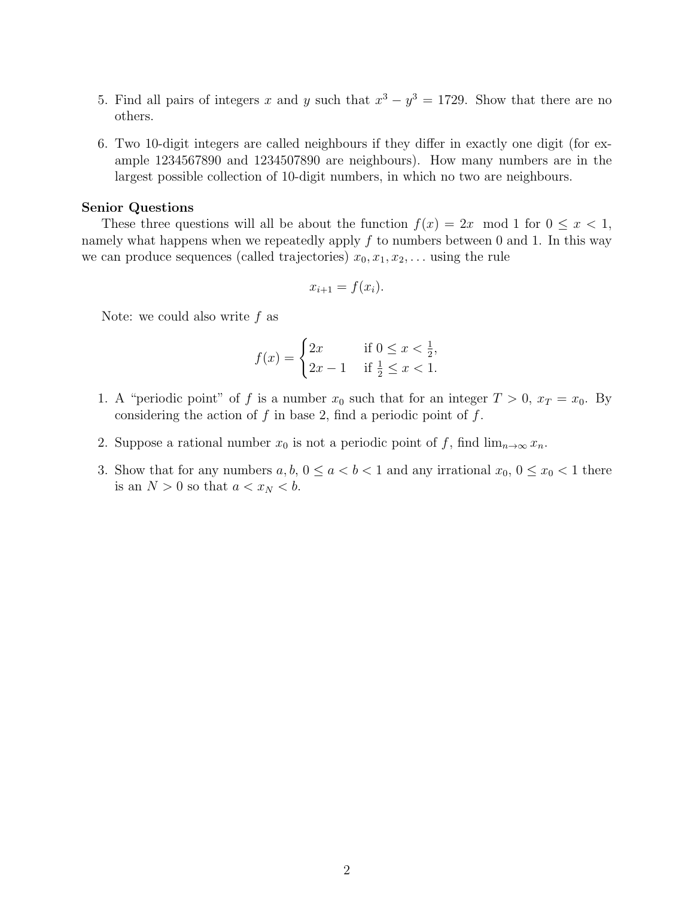5. Find all pairs of integers $x$ and $y$ such that $x^3 - y^3 = 1729$. Show that there are no others.

6. Two 10-digit integers are called neighbours if they differ in exactly one digit (for example 1234567890 and 1234507890 are neighbours). How many numbers are in the largest possible collection of 10-digit numbers, in which no two are neighbours.

**Senior Questions**

These three questions will all be about the function $f(x) = 2x \mod 1$ for $0 \leq x < 1$, namely what happens when we repeatedly apply $f$ to numbers between 0 and 1. In this way we can produce sequences (called trajectories) $x_0, x_1, x_2, \ldots$ using the rule

$$x_{i+1} = f(x_i).$$

Note: we could also write $f$ as

$$f(x) = \begin{cases} 2x & \text{if } 0 \leq x < \frac{1}{2}, \\ 2x - 1 & \text{if } \frac{1}{2} \leq x < 1. \end{cases}$$

1. A "periodic point" of $f$ is a number $x_0$ such that for an integer $T > 0$, $x_T = x_0$. By considering the action of $f$ in base 2, find a periodic point of $f$.

2. Suppose a rational number $x_0$ is not a periodic point of $f$, find $\lim_{n\to\infty} x_n$.

3. Show that for any numbers $a, b$, $0 \leq a < b < 1$ and any irrational $x_0$, $0 \leq x_0 < 1$ there is an $N > 0$ so that $a < x_N < b$.